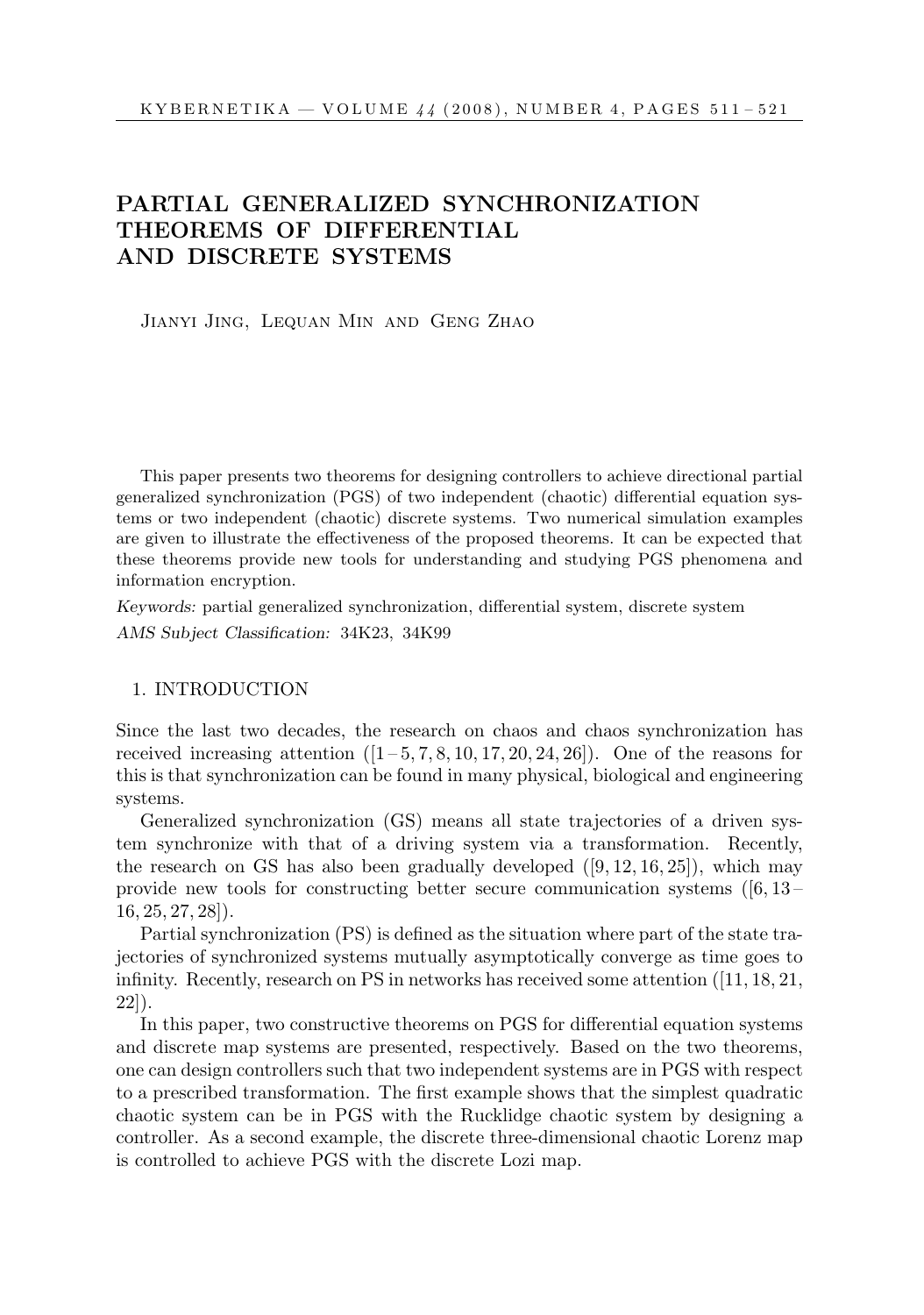# PARTIAL GENERALIZED SYNCHRONIZATION THEOREMS OF DIFFERENTIAL AND DISCRETE SYSTEMS

Jianyi Jing, Lequan Min and Geng Zhao

This paper presents two theorems for designing controllers to achieve directional partial generalized synchronization (PGS) of two independent (chaotic) differential equation systems or two independent (chaotic) discrete systems. Two numerical simulation examples are given to illustrate the effectiveness of the proposed theorems. It can be expected that these theorems provide new tools for understanding and studying PGS phenomena and information encryption.

*Keywords:* partial generalized synchronization, differential system, discrete system

*AMS Subject Classification:* 34K23, 34K99

## 1. INTRODUCTION

Since the last two decades, the research on chaos and chaos synchronization has received increasing attention ([1–5, 7, 8, 10, 17, 20, 24, 26]). One of the reasons for this is that synchronization can be found in many physical, biological and engineering systems.

Generalized synchronization (GS) means all state trajectories of a driven system synchronize with that of a driving system via a transformation. Recently, the research on GS has also been gradually developed ([9, 12, 16, 25]), which may provide new tools for constructing better secure communication systems ([6, 13–16, 25, 27, 28]).

Partial synchronization (PS) is defined as the situation where part of the state trajectories of synchronized systems mutually asymptotically converge as time goes to infinity. Recently, research on PS in networks has received some attention ([11, 18, 21, 22]).

In this paper, two constructive theorems on PGS for differential equation systems and discrete map systems are presented, respectively. Based on the two theorems, one can design controllers such that two independent systems are in PGS with respect to a prescribed transformation. The first example shows that the simplest quadratic chaotic system can be in PGS with the Rucklidge chaotic system by designing a controller. As a second example, the discrete three-dimensional chaotic Lorenz map is controlled to achieve PGS with the discrete Lozi map.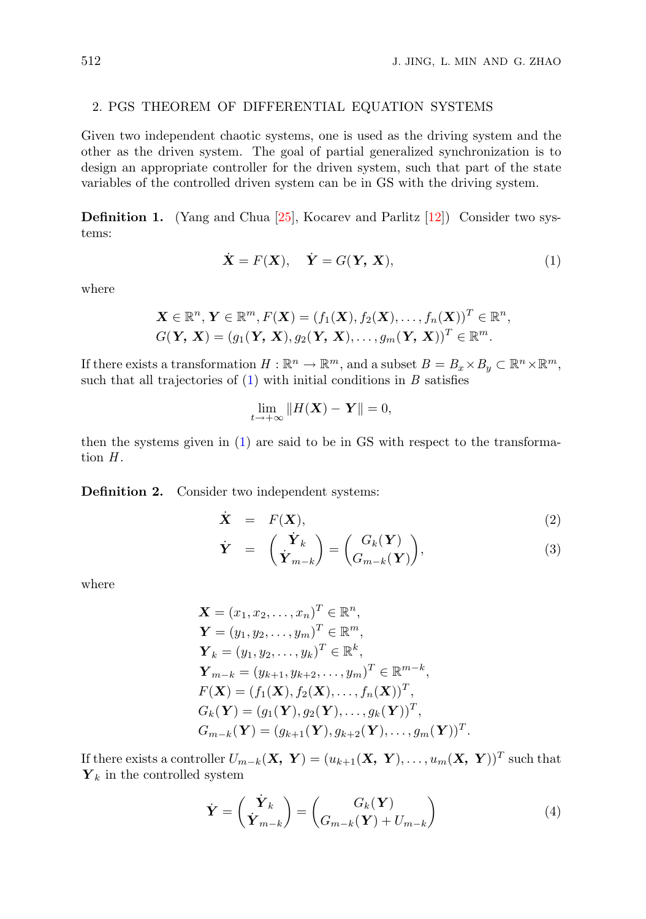## 2. PGS THEOREM OF DIFFERENTIAL EQUATION SYSTEMS

Given two independent chaotic systems, one is used as the driving system and the other as the driven system. The goal of partial generalized synchronization is to design an appropriate controller for the driven system, such that part of the state variables of the controlled driven system can be in GS with the driving system.

**Definition 1.** (Yang and Chua [25], Kocarev and Parlitz [12]) Consider two systems:

$$\dot{\boldsymbol{X}} = F(\boldsymbol{X}), \quad \dot{\boldsymbol{Y}} = G(\boldsymbol{Y}, \boldsymbol{X}), \tag{1}$$

where

$$\boldsymbol{X} \in \mathbb{R}^n, \boldsymbol{Y} \in \mathbb{R}^m, F(\boldsymbol{X}) = (f_1(\boldsymbol{X}), f_2(\boldsymbol{X}), \ldots, f_n(\boldsymbol{X}))^T \in \mathbb{R}^n,$$
$$G(\boldsymbol{Y}, \boldsymbol{X}) = (g_1(\boldsymbol{Y}, \boldsymbol{X}), g_2(\boldsymbol{Y}, \boldsymbol{X}), \ldots, g_m(\boldsymbol{Y}, \boldsymbol{X}))^T \in \mathbb{R}^m.$$

If there exists a transformation $H : \mathbb{R}^n \to \mathbb{R}^m$, and a subset $B = B_x \times B_y \subset \mathbb{R}^n \times \mathbb{R}^m$, such that all trajectories of (1) with initial conditions in $B$ satisfies

$$\lim_{t \to +\infty} \|H(\boldsymbol{X}) - \boldsymbol{Y}\| = 0,$$

then the systems given in (1) are said to be in GS with respect to the transformation $H$.

**Definition 2.** Consider two independent systems:

$$\dot{\boldsymbol{X}} = F(\boldsymbol{X}), \tag{2}$$

$$\dot{\boldsymbol{Y}} = \begin{pmatrix} \dot{\boldsymbol{Y}}_k \\ \dot{\boldsymbol{Y}}_{m-k} \end{pmatrix} = \begin{pmatrix} G_k(\boldsymbol{Y}) \\ G_{m-k}(\boldsymbol{Y}) \end{pmatrix}, \tag{3}$$

where

$$\begin{aligned}
&\boldsymbol{X} = (x_1, x_2, \ldots, x_n)^T \in \mathbb{R}^n, \\
&\boldsymbol{Y} = (y_1, y_2, \ldots, y_m)^T \in \mathbb{R}^m, \\
&\boldsymbol{Y}_k = (y_1, y_2, \ldots, y_k)^T \in \mathbb{R}^k, \\
&\boldsymbol{Y}_{m-k} = (y_{k+1}, y_{k+2}, \ldots, y_m)^T \in \mathbb{R}^{m-k}, \\
&F(\boldsymbol{X}) = (f_1(\boldsymbol{X}), f_2(\boldsymbol{X}), \ldots, f_n(\boldsymbol{X}))^T, \\
&G_k(\boldsymbol{Y}) = (g_1(\boldsymbol{Y}), g_2(\boldsymbol{Y}), \ldots, g_k(\boldsymbol{Y}))^T, \\
&G_{m-k}(\boldsymbol{Y}) = (g_{k+1}(\boldsymbol{Y}), g_{k+2}(\boldsymbol{Y}), \ldots, g_m(\boldsymbol{Y}))^T.
\end{aligned}$$

If there exists a controller $U_{m-k}(\boldsymbol{X}, \boldsymbol{Y}) = (u_{k+1}(\boldsymbol{X}, \boldsymbol{Y}), \ldots, u_m(\boldsymbol{X}, \boldsymbol{Y}))^T$ such that $\boldsymbol{Y}_k$ in the controlled system

$$\dot{\boldsymbol{Y}} = \begin{pmatrix} \dot{\boldsymbol{Y}}_k \\ \dot{\boldsymbol{Y}}_{m-k} \end{pmatrix} = \begin{pmatrix} G_k(\boldsymbol{Y}) \\ G_{m-k}(\boldsymbol{Y}) + U_{m-k} \end{pmatrix} \tag{4}$$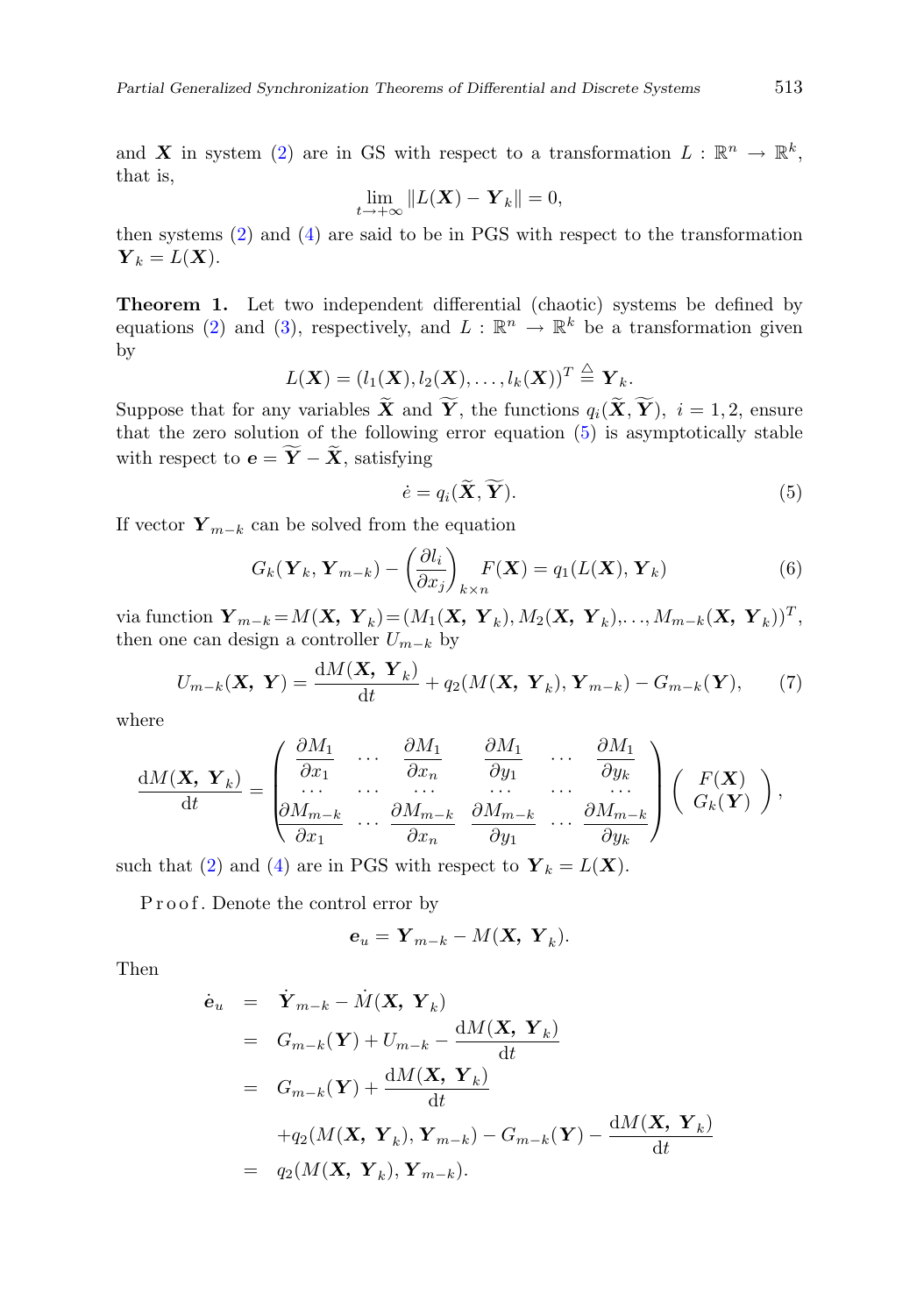and $\boldsymbol{X}$ in system (2) are in GS with respect to a transformation $L : \mathbb{R}^n \to \mathbb{R}^k$, that is,

$$\lim_{t\to+\infty} \|L(\boldsymbol{X}) - \boldsymbol{Y}_k\| = 0,$$

then systems (2) and (4) are said to be in PGS with respect to the transformation $\boldsymbol{Y}_k = L(\boldsymbol{X})$.

**Theorem 1.** Let two independent differential (chaotic) systems be defined by equations (2) and (3), respectively, and $L : \mathbb{R}^n \to \mathbb{R}^k$ be a transformation given by

$$L(\boldsymbol{X}) = (l_1(\boldsymbol{X}), l_2(\boldsymbol{X}), \ldots, l_k(\boldsymbol{X}))^T \triangleq \boldsymbol{Y}_k.$$

Suppose that for any variables $\widetilde{\boldsymbol{X}}$ and $\widetilde{\boldsymbol{Y}}$, the functions $q_i(\widetilde{\boldsymbol{X}}, \widetilde{\boldsymbol{Y}}),\ i = 1, 2$, ensure that the zero solution of the following error equation (5) is asymptotically stable with respect to $\boldsymbol{e} = \widetilde{\boldsymbol{Y}} - \widetilde{\boldsymbol{X}}$, satisfying

$$\dot{e} = q_i(\widetilde{\boldsymbol{X}}, \widetilde{\boldsymbol{Y}}). \tag{5}$$

If vector $\boldsymbol{Y}_{m-k}$ can be solved from the equation

$$G_k(\boldsymbol{Y}_k, \boldsymbol{Y}_{m-k}) - \left(\frac{\partial l_i}{\partial x_j}\right)_{k\times n} F(\boldsymbol{X}) = q_1(L(\boldsymbol{X}), \boldsymbol{Y}_k) \tag{6}$$

via function $\boldsymbol{Y}_{m-k} = M(\boldsymbol{X},\ \boldsymbol{Y}_k) = (M_1(\boldsymbol{X},\ \boldsymbol{Y}_k), M_2(\boldsymbol{X},\ \boldsymbol{Y}_k), \ldots, M_{m-k}(\boldsymbol{X},\ \boldsymbol{Y}_k))^T$, then one can design a controller $U_{m-k}$ by

$$U_{m-k}(\boldsymbol{X},\ \boldsymbol{Y}) = \frac{\mathrm{d}M(\boldsymbol{X},\ \boldsymbol{Y}_k)}{\mathrm{d}t} + q_2(M(\boldsymbol{X},\ \boldsymbol{Y}_k), \boldsymbol{Y}_{m-k}) - G_{m-k}(\boldsymbol{Y}), \tag{7}$$

where

$$\frac{\mathrm{d}M(\boldsymbol{X},\ \boldsymbol{Y}_k)}{\mathrm{d}t} = \begin{pmatrix} \dfrac{\partial M_1}{\partial x_1} & \cdots & \dfrac{\partial M_1}{\partial x_n} & \dfrac{\partial M_1}{\partial y_1} & \cdots & \dfrac{\partial M_1}{\partial y_k} \\ \cdots & \cdots & \cdots & \cdots & \cdots & \cdots \\ \dfrac{\partial M_{m-k}}{\partial x_1} & \cdots & \dfrac{\partial M_{m-k}}{\partial x_n} & \dfrac{\partial M_{m-k}}{\partial y_1} & \cdots & \dfrac{\partial M_{m-k}}{\partial y_k} \end{pmatrix} \begin{pmatrix} F(\boldsymbol{X}) \\ G_k(\boldsymbol{Y}) \end{pmatrix},$$

such that (2) and (4) are in PGS with respect to $\boldsymbol{Y}_k = L(\boldsymbol{X})$.

Proof. Denote the control error by

$$\boldsymbol{e}_u = \boldsymbol{Y}_{m-k} - M(\boldsymbol{X},\ \boldsymbol{Y}_k).$$

Then

$$\begin{aligned} \dot{\boldsymbol{e}}_u &= \dot{\boldsymbol{Y}}_{m-k} - \dot{M}(\boldsymbol{X},\ \boldsymbol{Y}_k) \\ &= G_{m-k}(\boldsymbol{Y}) + U_{m-k} - \frac{\mathrm{d}M(\boldsymbol{X},\ \boldsymbol{Y}_k)}{\mathrm{d}t} \\ &= G_{m-k}(\boldsymbol{Y}) + \frac{\mathrm{d}M(\boldsymbol{X},\ \boldsymbol{Y}_k)}{\mathrm{d}t} \\ &\quad + q_2(M(\boldsymbol{X},\ \boldsymbol{Y}_k), \boldsymbol{Y}_{m-k}) - G_{m-k}(\boldsymbol{Y}) - \frac{\mathrm{d}M(\boldsymbol{X},\ \boldsymbol{Y}_k)}{\mathrm{d}t} \\ &= q_2(M(\boldsymbol{X},\ \boldsymbol{Y}_k), \boldsymbol{Y}_{m-k}). \end{aligned}$$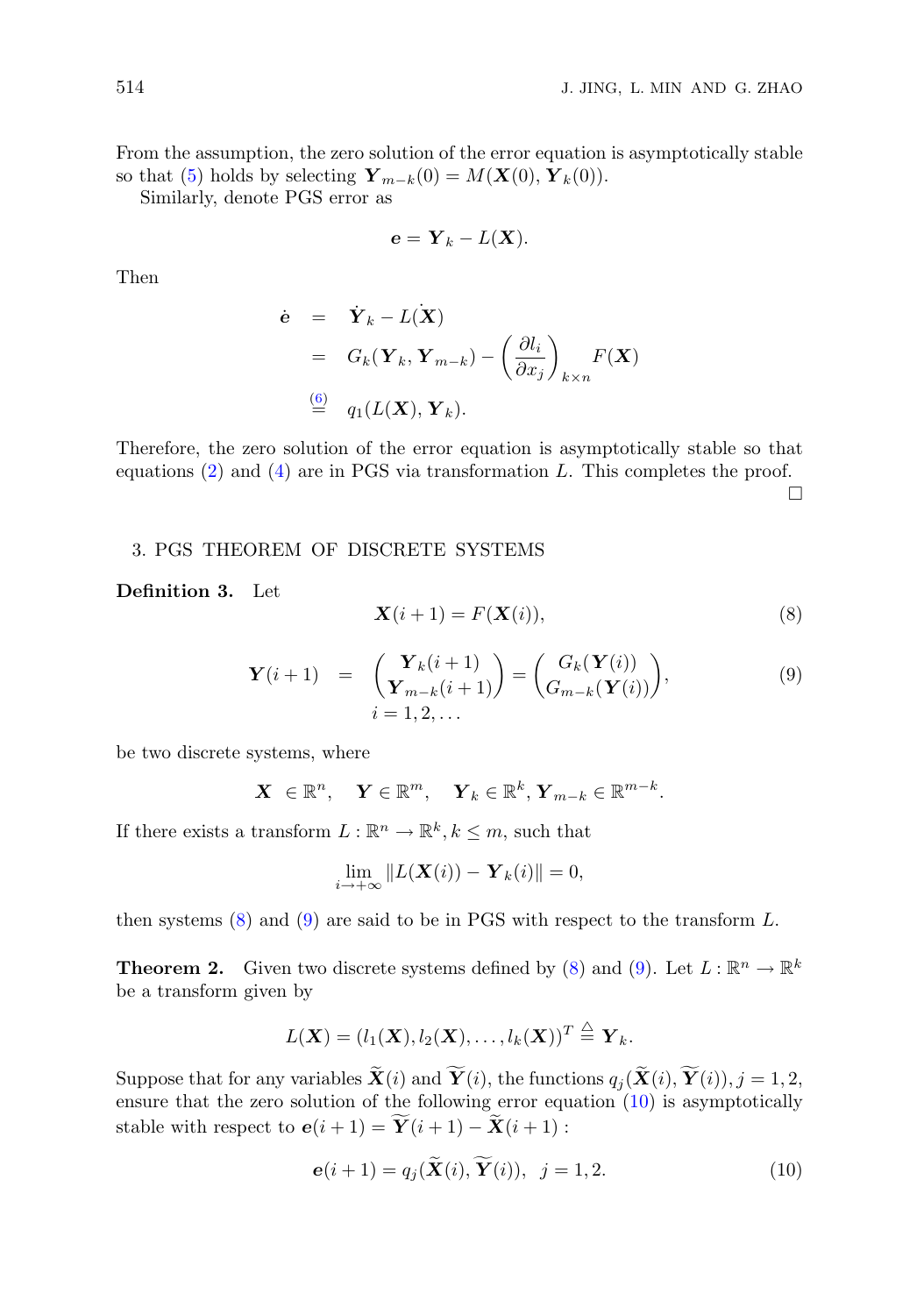From the assumption, the zero solution of the error equation is asymptotically stable so that (5) holds by selecting $\boldsymbol{Y}_{m-k}(0) = M(\boldsymbol{X}(0), \boldsymbol{Y}_k(0))$.

Similarly, denote PGS error as

$$\boldsymbol{e} = \boldsymbol{Y}_k - L(\boldsymbol{X}).$$

Then

$$\begin{aligned}
\dot{\boldsymbol{e}} &= \dot{\boldsymbol{Y}}_k - L(\dot{\boldsymbol{X}}) \\
&= G_k(\boldsymbol{Y}_k, \boldsymbol{Y}_{m-k}) - \left(\frac{\partial l_i}{\partial x_j}\right)_{k\times n} F(\boldsymbol{X}) \\
&\overset{(6)}{=} q_1(L(\boldsymbol{X}), \boldsymbol{Y}_k).
\end{aligned}$$

Therefore, the zero solution of the error equation is asymptotically stable so that equations (2) and (4) are in PGS via transformation $L$. This completes the proof. □

## 3. PGS THEOREM OF DISCRETE SYSTEMS

**Definition 3.** Let

$$\boldsymbol{X}(i+1) = F(\boldsymbol{X}(i)), \tag{8}$$

$$\boldsymbol{Y}(i+1) = \begin{pmatrix} \boldsymbol{Y}_k(i+1) \\ \boldsymbol{Y}_{m-k}(i+1) \end{pmatrix} = \begin{pmatrix} G_k(\boldsymbol{Y}(i)) \\ G_{m-k}(\boldsymbol{Y}(i)) \end{pmatrix}, \quad i = 1, 2, \ldots \tag{9}$$

be two discrete systems, where

$$\boldsymbol{X} \in \mathbb{R}^n, \quad \boldsymbol{Y} \in \mathbb{R}^m, \quad \boldsymbol{Y}_k \in \mathbb{R}^k, \boldsymbol{Y}_{m-k} \in \mathbb{R}^{m-k}.$$

If there exists a transform $L : \mathbb{R}^n \to \mathbb{R}^k, k \le m$, such that

$$\lim_{i\to+\infty} \|L(\boldsymbol{X}(i)) - \boldsymbol{Y}_k(i)\| = 0,$$

then systems (8) and (9) are said to be in PGS with respect to the transform $L$.

**Theorem 2.** Given two discrete systems defined by (8) and (9). Let $L : \mathbb{R}^n \to \mathbb{R}^k$ be a transform given by

$$L(\boldsymbol{X}) = (l_1(\boldsymbol{X}), l_2(\boldsymbol{X}), \ldots, l_k(\boldsymbol{X}))^T \triangleq \boldsymbol{Y}_k.$$

Suppose that for any variables $\widetilde{\boldsymbol{X}}(i)$ and $\widetilde{\boldsymbol{Y}}(i)$, the functions $q_j(\widetilde{\boldsymbol{X}}(i), \widetilde{\boldsymbol{Y}}(i)), j = 1, 2$, ensure that the zero solution of the following error equation (10) is asymptotically stable with respect to $\boldsymbol{e}(i+1) = \widetilde{\boldsymbol{Y}}(i+1) - \widetilde{\boldsymbol{X}}(i+1)$ :

$$\boldsymbol{e}(i+1) = q_j(\widetilde{\boldsymbol{X}}(i), \widetilde{\boldsymbol{Y}}(i)), \ \ j = 1, 2. \tag{10}$$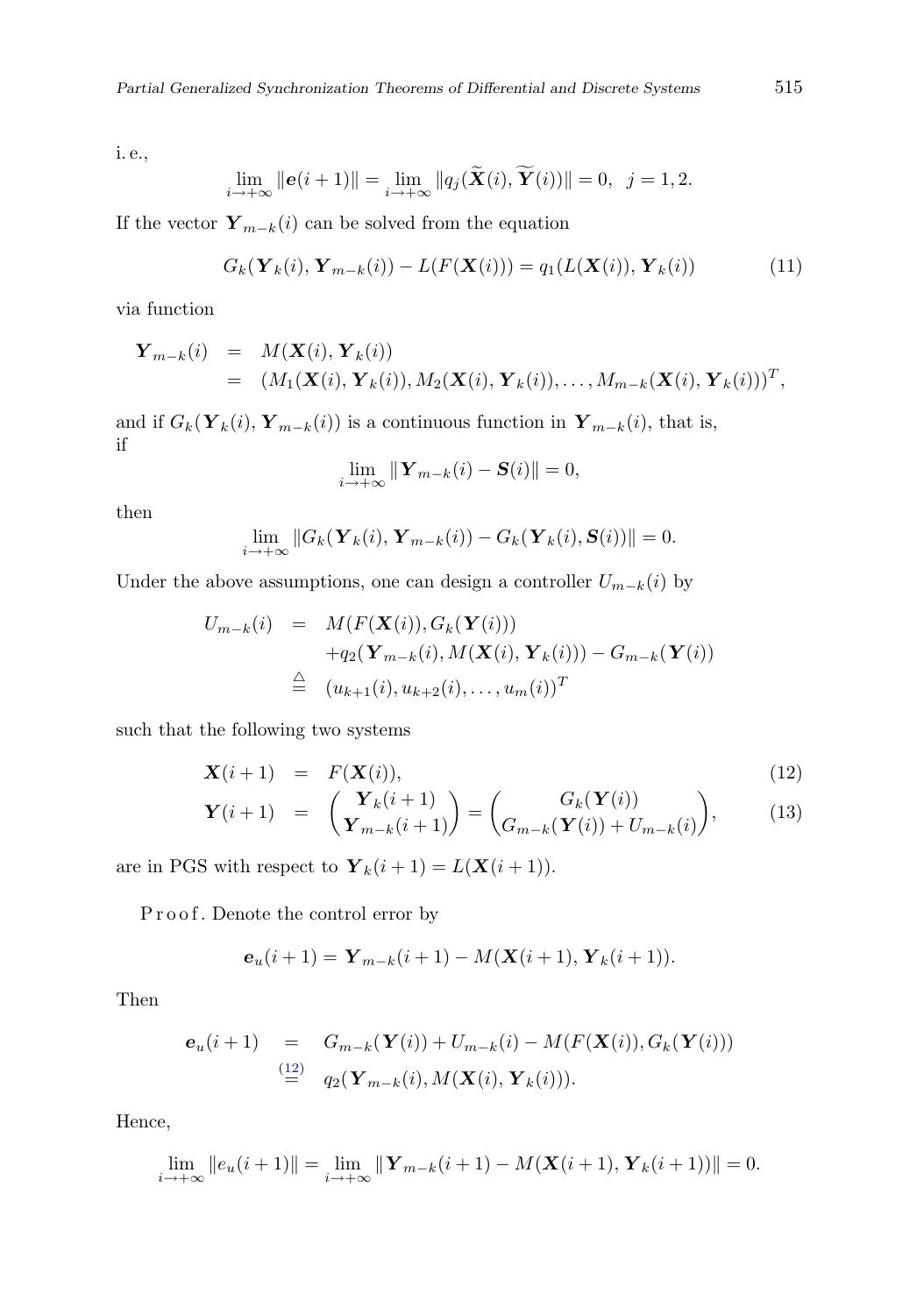i. e.,

$$\lim_{i\to+\infty} \|\boldsymbol{e}(i+1)\| = \lim_{i\to+\infty} \|q_j(\widetilde{\boldsymbol{X}}(i), \widetilde{\boldsymbol{Y}}(i))\| = 0, \quad j = 1, 2.$$

If the vector $\boldsymbol{Y}_{m-k}(i)$ can be solved from the equation

$$G_k(\boldsymbol{Y}_k(i), \boldsymbol{Y}_{m-k}(i)) - L(F(\boldsymbol{X}(i))) = q_1(L(\boldsymbol{X}(i)), \boldsymbol{Y}_k(i)) \tag{11}$$

via function

$$\begin{aligned}
\boldsymbol{Y}_{m-k}(i) &= M(\boldsymbol{X}(i), \boldsymbol{Y}_k(i)) \\
&= (M_1(\boldsymbol{X}(i), \boldsymbol{Y}_k(i)), M_2(\boldsymbol{X}(i), \boldsymbol{Y}_k(i)), \ldots, M_{m-k}(\boldsymbol{X}(i), \boldsymbol{Y}_k(i)))^T,
\end{aligned}$$

and if $G_k(\boldsymbol{Y}_k(i), \boldsymbol{Y}_{m-k}(i))$ is a continuous function in $\boldsymbol{Y}_{m-k}(i)$, that is, if

$$\lim_{i\to+\infty} \|\boldsymbol{Y}_{m-k}(i) - \boldsymbol{S}(i)\| = 0,$$

then

$$\lim_{i\to+\infty} \|G_k(\boldsymbol{Y}_k(i), \boldsymbol{Y}_{m-k}(i)) - G_k(\boldsymbol{Y}_k(i), \boldsymbol{S}(i))\| = 0.$$

Under the above assumptions, one can design a controller $U_{m-k}(i)$ by

$$\begin{aligned}
U_{m-k}(i) &= M(F(\boldsymbol{X}(i)), G_k(\boldsymbol{Y}(i))) \\
&\quad + q_2(\boldsymbol{Y}_{m-k}(i), M(\boldsymbol{X}(i), \boldsymbol{Y}_k(i))) - G_{m-k}(\boldsymbol{Y}(i)) \\
&\triangleq (u_{k+1}(i), u_{k+2}(i), \ldots, u_m(i))^T
\end{aligned}$$

such that the following two systems

$$\boldsymbol{X}(i+1) = F(\boldsymbol{X}(i)), \tag{12}$$

$$\boldsymbol{Y}(i+1) = \begin{pmatrix} \boldsymbol{Y}_k(i+1) \\ \boldsymbol{Y}_{m-k}(i+1) \end{pmatrix} = \begin{pmatrix} G_k(\boldsymbol{Y}(i)) \\ G_{m-k}(\boldsymbol{Y}(i)) + U_{m-k}(i) \end{pmatrix}, \tag{13}$$

are in PGS with respect to $\boldsymbol{Y}_k(i+1) = L(\boldsymbol{X}(i+1))$.

P r o o f. Denote the control error by

$$\boldsymbol{e}_u(i+1) = \boldsymbol{Y}_{m-k}(i+1) - M(\boldsymbol{X}(i+1), \boldsymbol{Y}_k(i+1)).$$

Then

$$\begin{aligned}
\boldsymbol{e}_u(i+1) &= G_{m-k}(\boldsymbol{Y}(i)) + U_{m-k}(i) - M(F(\boldsymbol{X}(i)), G_k(\boldsymbol{Y}(i))) \\
&\overset{(12)}{=} q_2(\boldsymbol{Y}_{m-k}(i), M(\boldsymbol{X}(i), \boldsymbol{Y}_k(i))).
\end{aligned}$$

Hence,

$$\lim_{i\to+\infty} \|e_u(i+1)\| = \lim_{i\to+\infty} \|\boldsymbol{Y}_{m-k}(i+1) - M(\boldsymbol{X}(i+1), \boldsymbol{Y}_k(i+1))\| = 0.$$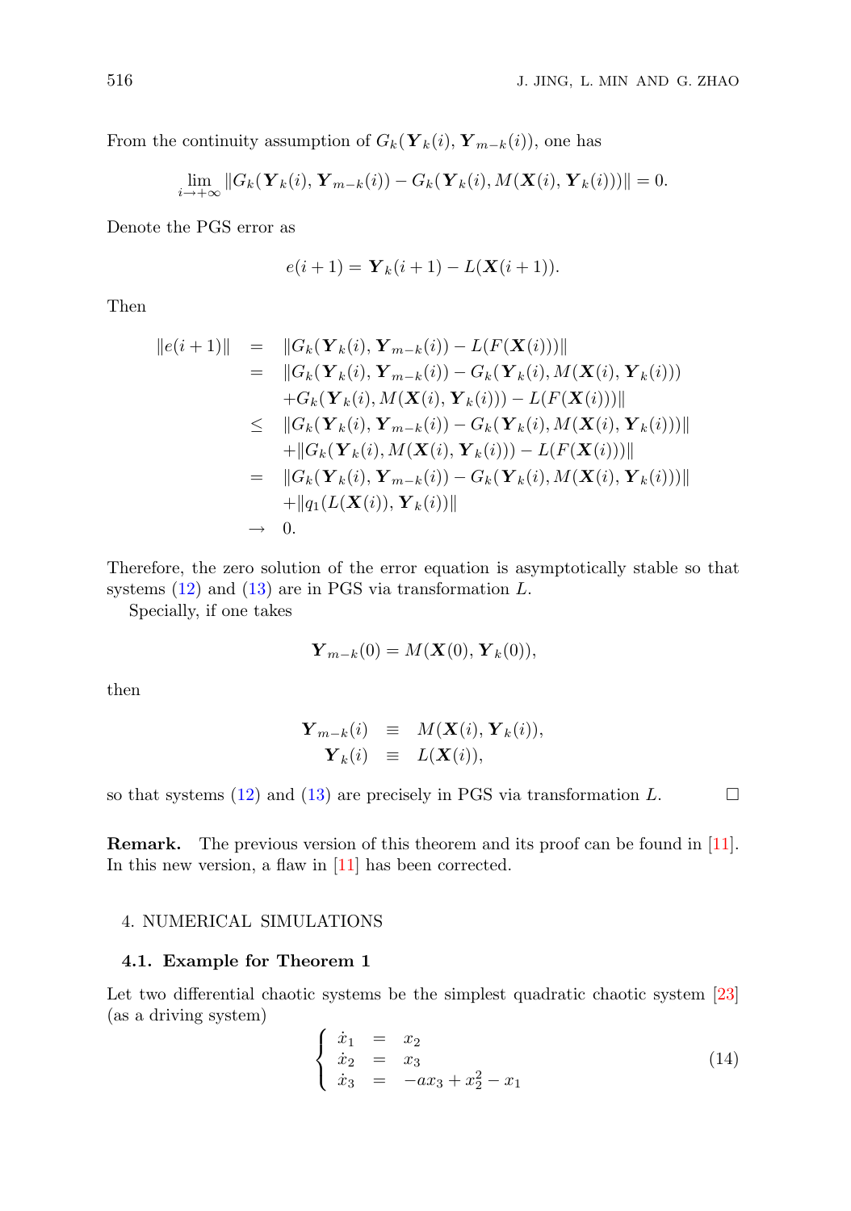From the continuity assumption of $G_k(\boldsymbol{Y}_k(i), \boldsymbol{Y}_{m-k}(i))$, one has

$$\lim_{i \to +\infty} \|G_k(\boldsymbol{Y}_k(i), \boldsymbol{Y}_{m-k}(i)) - G_k(\boldsymbol{Y}_k(i), M(\boldsymbol{X}(i), \boldsymbol{Y}_k(i)))\| = 0.$$

Denote the PGS error as

$$e(i+1) = \boldsymbol{Y}_k(i+1) - L(\boldsymbol{X}(i+1)).$$

Then

$$\begin{aligned}
\|e(i+1)\| &= \|G_k(\boldsymbol{Y}_k(i), \boldsymbol{Y}_{m-k}(i)) - L(F(\boldsymbol{X}(i)))\| \\
&= \|G_k(\boldsymbol{Y}_k(i), \boldsymbol{Y}_{m-k}(i)) - G_k(\boldsymbol{Y}_k(i), M(\boldsymbol{X}(i), \boldsymbol{Y}_k(i))) \\
&\quad + G_k(\boldsymbol{Y}_k(i), M(\boldsymbol{X}(i), \boldsymbol{Y}_k(i))) - L(F(\boldsymbol{X}(i)))\| \\
&\leq \|G_k(\boldsymbol{Y}_k(i), \boldsymbol{Y}_{m-k}(i)) - G_k(\boldsymbol{Y}_k(i), M(\boldsymbol{X}(i), \boldsymbol{Y}_k(i)))\| \\
&\quad + \|G_k(\boldsymbol{Y}_k(i), M(\boldsymbol{X}(i), \boldsymbol{Y}_k(i))) - L(F(\boldsymbol{X}(i)))\| \\
&= \|G_k(\boldsymbol{Y}_k(i), \boldsymbol{Y}_{m-k}(i)) - G_k(\boldsymbol{Y}_k(i), M(\boldsymbol{X}(i), \boldsymbol{Y}_k(i)))\| \\
&\quad + \|q_1(L(\boldsymbol{X}(i)), \boldsymbol{Y}_k(i))\| \\
&\to 0.
\end{aligned}$$

Therefore, the zero solution of the error equation is asymptotically stable so that systems (12) and (13) are in PGS via transformation $L$.

Specially, if one takes

$$\boldsymbol{Y}_{m-k}(0) = M(\boldsymbol{X}(0), \boldsymbol{Y}_k(0)),$$

then

$$\begin{aligned}
\boldsymbol{Y}_{m-k}(i) &\equiv M(\boldsymbol{X}(i), \boldsymbol{Y}_k(i)), \\
\boldsymbol{Y}_k(i) &\equiv L(\boldsymbol{X}(i)),
\end{aligned}$$

so that systems (12) and (13) are precisely in PGS via transformation $L$. □

**Remark.** The previous version of this theorem and its proof can be found in [11]. In this new version, a flaw in [11] has been corrected.

## 4. NUMERICAL SIMULATIONS

### 4.1. Example for Theorem 1

Let two differential chaotic systems be the simplest quadratic chaotic system [23] (as a driving system)

$$\left\{ \begin{array}{lcl}
\dot{x}_1 &=& x_2 \\
\dot{x}_2 &=& x_3 \\
\dot{x}_3 &=& -a x_3 + x_2^2 - x_1
\end{array} \right. \tag{14}$$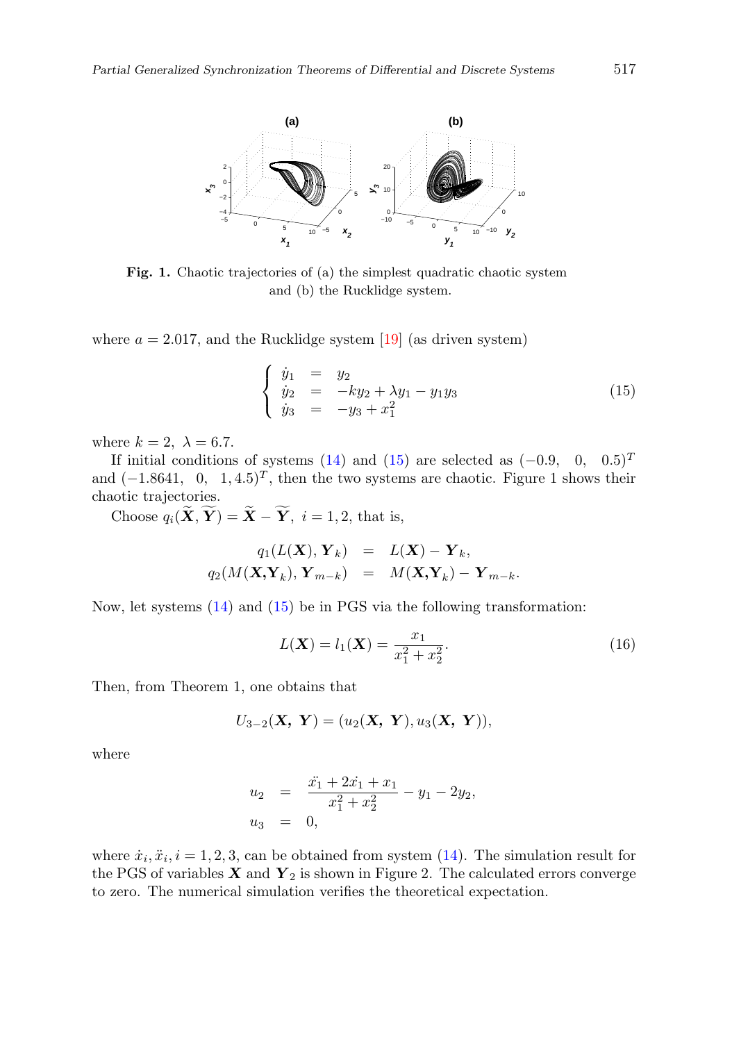Fig. 1. Chaotic trajectories of (a) the simplest quadratic chaotic system and (b) the Rucklidge system.

where $a = 2.017$, and the Rucklidge system [19] (as driven system)

$$
\left\{
\begin{array}{lcl}
\dot{y}_1 & = & y_2 \\
\dot{y}_2 & = & -ky_2 + \lambda y_1 - y_1 y_3 \\
\dot{y}_3 & = & -y_3 + x_1^2
\end{array}
\right.
\tag{15}
$$

where $k = 2,\ \lambda = 6.7$.

If initial conditions of systems (14) and (15) are selected as $(-0.9,\quad 0,\quad 0.5)^T$ and $(-1.8641,\quad 0,\quad 1, 4.5)^T$, then the two systems are chaotic. Figure 1 shows their chaotic trajectories.

Choose $q_i(\widetilde{\boldsymbol{X}}, \widetilde{\boldsymbol{Y}}) = \widetilde{\boldsymbol{X}} - \widetilde{\boldsymbol{Y}},\ i = 1, 2$, that is,

$$
\begin{array}{rcl}
q_1(L(\boldsymbol{X}), \boldsymbol{Y}_k) & = & L(\boldsymbol{X}) - \boldsymbol{Y}_k, \\
q_2(M(\boldsymbol{X}, \boldsymbol{Y}_k), \boldsymbol{Y}_{m-k}) & = & M(\boldsymbol{X}, \boldsymbol{Y}_k) - \boldsymbol{Y}_{m-k}.
\end{array}
$$

Now, let systems (14) and (15) be in PGS via the following transformation:

$$
L(\boldsymbol{X}) = l_1(\boldsymbol{X}) = \frac{x_1}{x_1^2 + x_2^2}.
\tag{16}
$$

Then, from Theorem 1, one obtains that

$$
U_{3-2}(\boldsymbol{X},\ \boldsymbol{Y}) = (u_2(\boldsymbol{X},\ \boldsymbol{Y}), u_3(\boldsymbol{X},\ \boldsymbol{Y})),
$$

where

$$
\begin{array}{rcl}
u_2 & = & \dfrac{\ddot{x_1} + 2\dot{x_1} + x_1}{x_1^2 + x_2^2} - y_1 - 2y_2, \\
u_3 & = & 0,
\end{array}
$$

where $\dot{x}_i, \ddot{x}_i, i = 1, 2, 3$, can be obtained from system (14). The simulation result for the PGS of variables $\boldsymbol{X}$ and $\boldsymbol{Y}_2$ is shown in Figure 2. The calculated errors converge to zero. The numerical simulation verifies the theoretical expectation.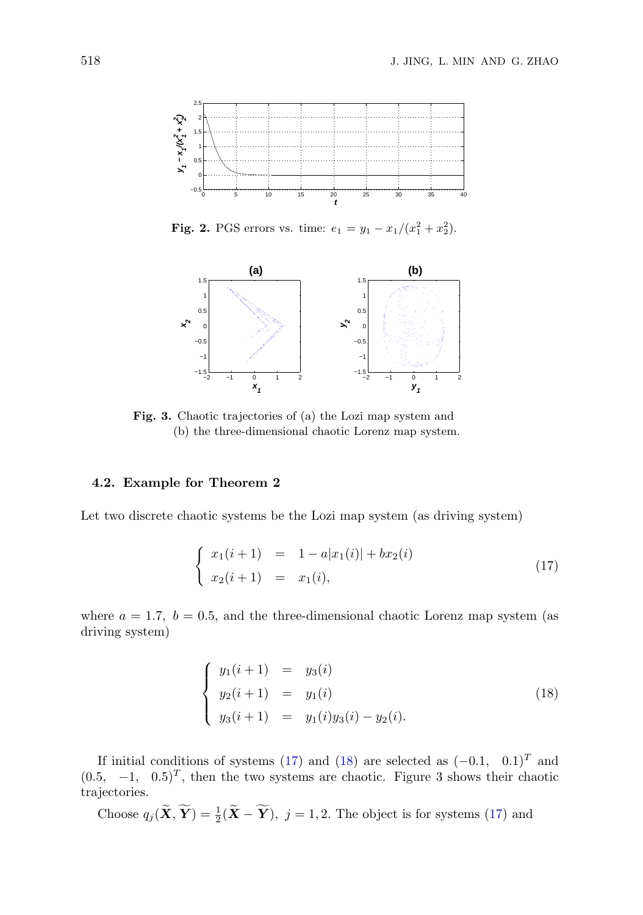**Fig. 2.** PGS errors vs. time: $e_1 = y_1 - x_1/(x_1^2 + x_2^2)$.

**Fig. 3.** Chaotic trajectories of (a) the Lozi map system and (b) the three-dimensional chaotic Lorenz map system.

### 4.2. Example for Theorem 2

Let two discrete chaotic systems be the Lozi map system (as driving system)

$$
\begin{cases}
x_1(i+1) = 1 - a|x_1(i)| + bx_2(i) \\
x_2(i+1) = x_1(i),
\end{cases}
\tag{17}
$$

where $a = 1.7$, $b = 0.5$, and the three-dimensional chaotic Lorenz map system (as driving system)

$$
\begin{cases}
y_1(i+1) = y_3(i) \\
y_2(i+1) = y_1(i) \\
y_3(i+1) = y_1(i)y_3(i) - y_2(i).
\end{cases}
\tag{18}
$$

If initial conditions of systems (17) and (18) are selected as $(-0.1, \ \ 0.1)^T$ and $(0.5, \ \ -1, \ \ 0.5)^T$, then the two systems are chaotic. Figure 3 shows their chaotic trajectories.

Choose $q_j(\widetilde{\mathbf{X}}, \widetilde{\mathbf{Y}}) = \frac{1}{2}(\widetilde{\mathbf{X}} - \widetilde{\mathbf{Y}}),\ j = 1, 2$. The object is for systems (17) and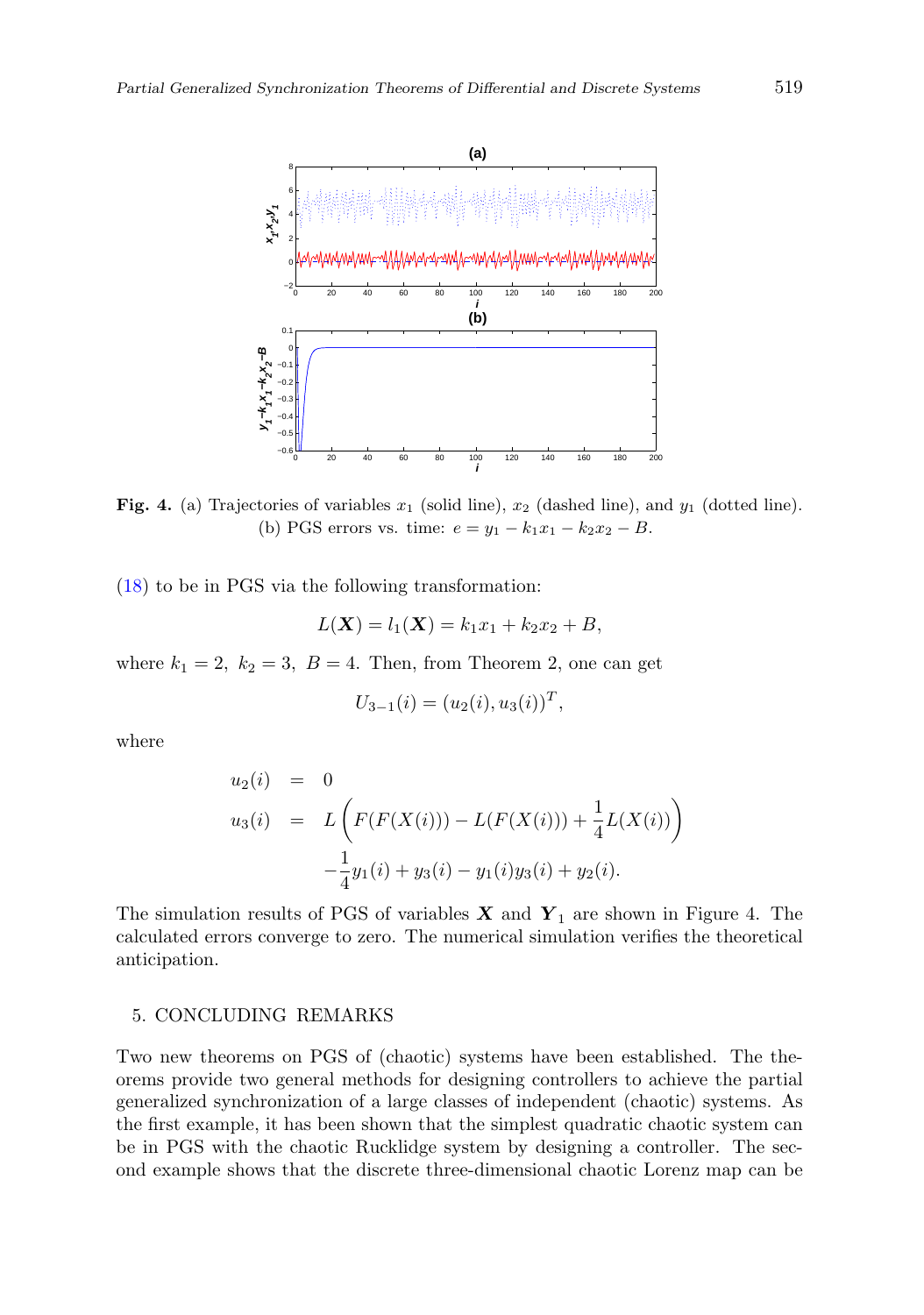**Fig. 4.** (a) Trajectories of variables $x_1$ (solid line), $x_2$ (dashed line), and $y_1$ (dotted line). (b) PGS errors vs. time: $e = y_1 - k_1 x_1 - k_2 x_2 - B$.

(18) to be in PGS via the following transformation:

$$L(\mathbf{X}) = l_1(\mathbf{X}) = k_1 x_1 + k_2 x_2 + B,$$

where $k_1 = 2,\ k_2 = 3,\ B = 4$. Then, from Theorem 2, one can get

$$U_{3-1}(i) = (u_2(i), u_3(i))^T,$$

where

$$\begin{aligned}
u_2(i) &= 0 \\
u_3(i) &= L\left(F(F(X(i))) - L(F(X(i))) + \frac{1}{4}L(X(i))\right) \\
&\quad -\frac{1}{4}y_1(i) + y_3(i) - y_1(i)y_3(i) + y_2(i).
\end{aligned}$$

The simulation results of PGS of variables $\boldsymbol{X}$ and $\boldsymbol{Y}_1$ are shown in Figure 4. The calculated errors converge to zero. The numerical simulation verifies the theoretical anticipation.

## 5. CONCLUDING REMARKS

Two new theorems on PGS of (chaotic) systems have been established. The theorems provide two general methods for designing controllers to achieve the partial generalized synchronization of a large classes of independent (chaotic) systems. As the first example, it has been shown that the simplest quadratic chaotic system can be in PGS with the chaotic Rucklidge system by designing a controller. The second example shows that the discrete three-dimensional chaotic Lorenz map can be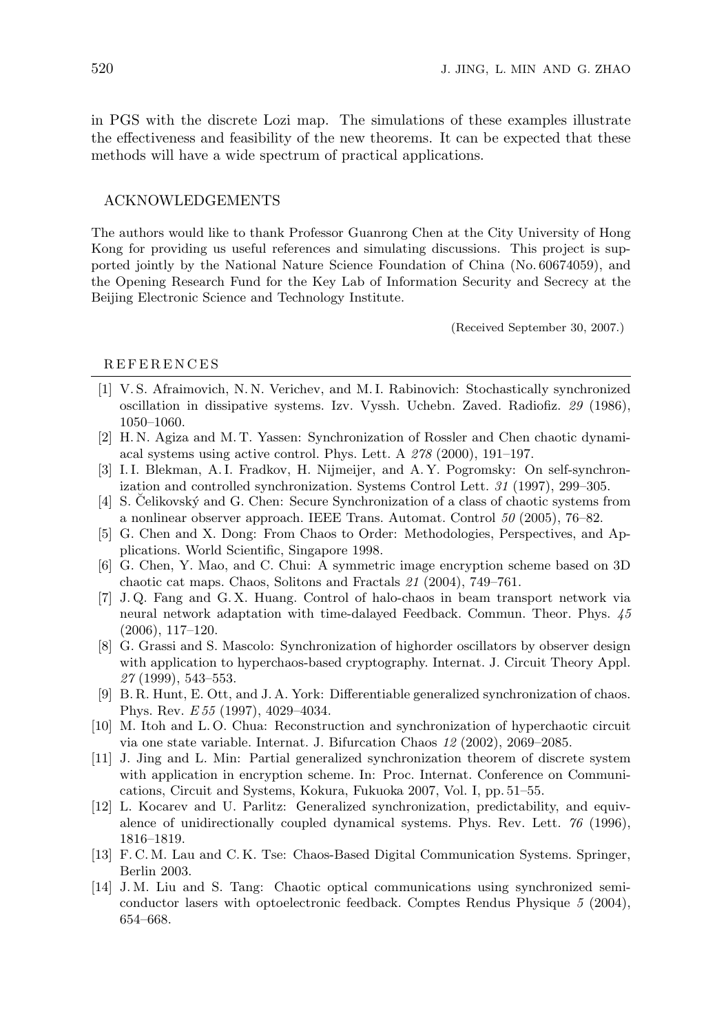in PGS with the discrete Lozi map. The simulations of these examples illustrate the effectiveness and feasibility of the new theorems. It can be expected that these methods will have a wide spectrum of practical applications.

## ACKNOWLEDGEMENTS

The authors would like to thank Professor Guanrong Chen at the City University of Hong Kong for providing us useful references and simulating discussions. This project is supported jointly by the National Nature Science Foundation of China (No. 60674059), and the Opening Research Fund for the Key Lab of Information Security and Secrecy at the Beijing Electronic Science and Technology Institute.

(Received September 30, 2007.)

## REFERENCES

[1] V. S. Afraimovich, N. N. Verichev, and M. I. Rabinovich: Stochastically synchronized oscillation in dissipative systems. Izv. Vyssh. Uchebn. Zaved. Radiofiz. *29* (1986), 1050–1060.

[2] H. N. Agiza and M. T. Yassen: Synchronization of Rossler and Chen chaotic dynamiacal systems using active control. Phys. Lett. A *278* (2000), 191–197.

[3] I. I. Blekman, A. I. Fradkov, H. Nijmeijer, and A. Y. Pogromsky: On self-synchronization and controlled synchronization. Systems Control Lett. *31* (1997), 299–305.

[4] S. Čelikovský and G. Chen: Secure Synchronization of a class of chaotic systems from a nonlinear observer approach. IEEE Trans. Automat. Control *50* (2005), 76–82.

[5] G. Chen and X. Dong: From Chaos to Order: Methodologies, Perspectives, and Applications. World Scientific, Singapore 1998.

[6] G. Chen, Y. Mao, and C. Chui: A symmetric image encryption scheme based on 3D chaotic cat maps. Chaos, Solitons and Fractals *21* (2004), 749–761.

[7] J. Q. Fang and G. X. Huang. Control of halo-chaos in beam transport network via neural network adaptation with time-dalayed Feedback. Commun. Theor. Phys. *45* (2006), 117–120.

[8] G. Grassi and S. Mascolo: Synchronization of highorder oscillators by observer design with application to hyperchaos-based cryptography. Internat. J. Circuit Theory Appl. *27* (1999), 543–553.

[9] B. R. Hunt, E. Ott, and J. A. York: Differentiable generalized synchronization of chaos. Phys. Rev. *E 55* (1997), 4029–4034.

[10] M. Itoh and L. O. Chua: Reconstruction and synchronization of hyperchaotic circuit via one state variable. Internat. J. Bifurcation Chaos *12* (2002), 2069–2085.

[11] J. Jing and L. Min: Partial generalized synchronization theorem of discrete system with application in encryption scheme. In: Proc. Internat. Conference on Communications, Circuit and Systems, Kokura, Fukuoka 2007, Vol. I, pp. 51–55.

[12] L. Kocarev and U. Parlitz: Generalized synchronization, predictability, and equivalence of unidirectionally coupled dynamical systems. Phys. Rev. Lett. *76* (1996), 1816–1819.

[13] F. C. M. Lau and C. K. Tse: Chaos-Based Digital Communication Systems. Springer, Berlin 2003.

[14] J. M. Liu and S. Tang: Chaotic optical communications using synchronized semiconductor lasers with optoelectronic feedback. Comptes Rendus Physique *5* (2004), 654–668.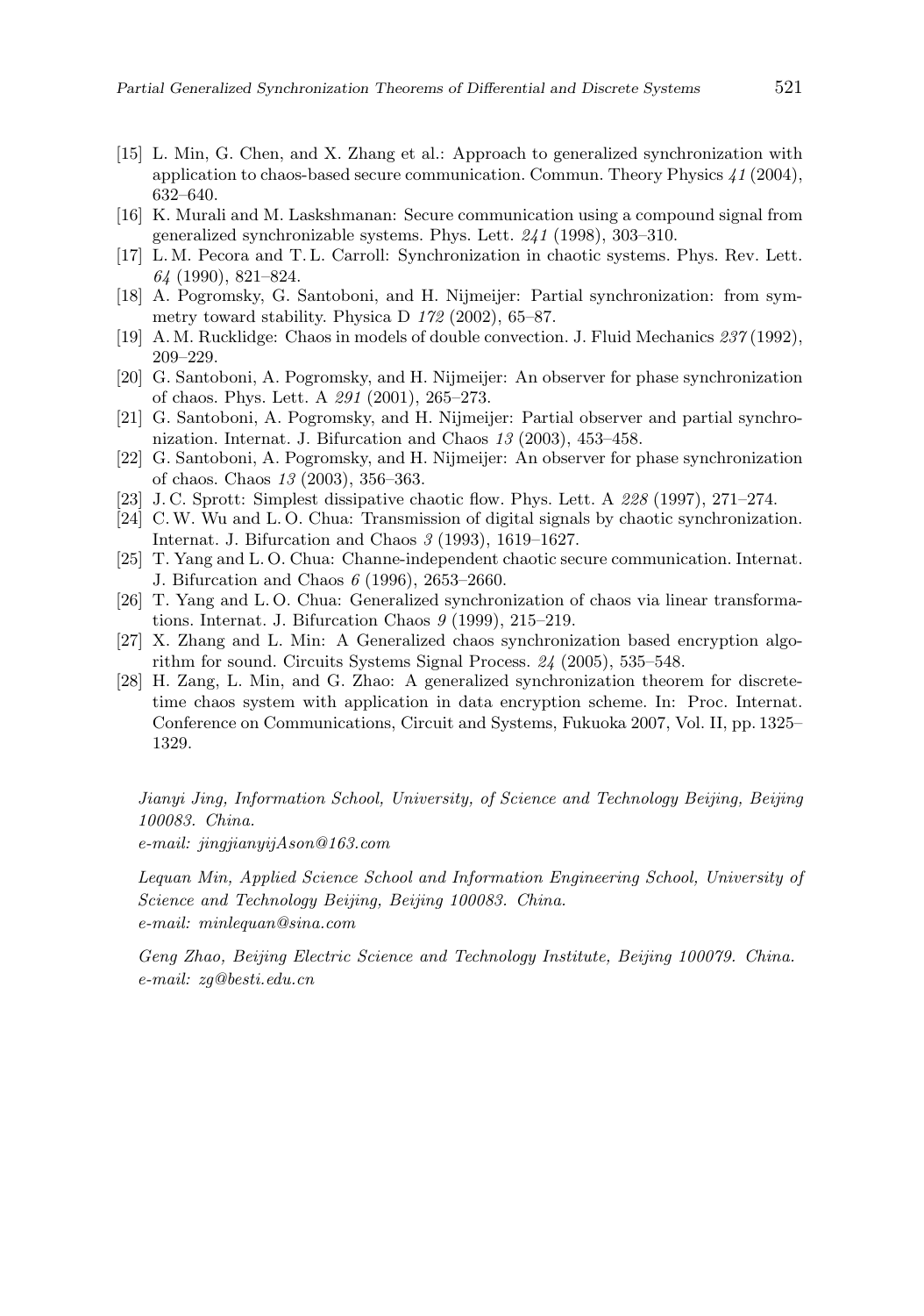[15] L. Min, G. Chen, and X. Zhang et al.: Approach to generalized synchronization with application to chaos-based secure communication. Commun. Theory Physics *41* (2004), 632–640.

[16] K. Murali and M. Laskshmanan: Secure communication using a compound signal from generalized synchronizable systems. Phys. Lett. *241* (1998), 303–310.

[17] L. M. Pecora and T. L. Carroll: Synchronization in chaotic systems. Phys. Rev. Lett. *64* (1990), 821–824.

[18] A. Pogromsky, G. Santoboni, and H. Nijmeijer: Partial synchronization: from symmetry toward stability. Physica D *172* (2002), 65–87.

[19] A. M. Rucklidge: Chaos in models of double convection. J. Fluid Mechanics *237* (1992), 209–229.

[20] G. Santoboni, A. Pogromsky, and H. Nijmeijer: An observer for phase synchronization of chaos. Phys. Lett. A *291* (2001), 265–273.

[21] G. Santoboni, A. Pogromsky, and H. Nijmeijer: Partial observer and partial synchronization. Internat. J. Bifurcation and Chaos *13* (2003), 453–458.

[22] G. Santoboni, A. Pogromsky, and H. Nijmeijer: An observer for phase synchronization of chaos. Chaos *13* (2003), 356–363.

[23] J. C. Sprott: Simplest dissipative chaotic flow. Phys. Lett. A *228* (1997), 271–274.

[24] C. W. Wu and L. O. Chua: Transmission of digital signals by chaotic synchronization. Internat. J. Bifurcation and Chaos *3* (1993), 1619–1627.

[25] T. Yang and L. O. Chua: Channe-independent chaotic secure communication. Internat. J. Bifurcation and Chaos *6* (1996), 2653–2660.

[26] T. Yang and L. O. Chua: Generalized synchronization of chaos via linear transformations. Internat. J. Bifurcation Chaos *9* (1999), 215–219.

[27] X. Zhang and L. Min: A Generalized chaos synchronization based encryption algorithm for sound. Circuits Systems Signal Process. *24* (2005), 535–548.

[28] H. Zang, L. Min, and G. Zhao: A generalized synchronization theorem for discrete-time chaos system with application in data encryption scheme. In: Proc. Internat. Conference on Communications, Circuit and Systems, Fukuoka 2007, Vol. II, pp. 1325–1329.

*Jianyi Jing, Information School, University, of Science and Technology Beijing, Beijing 100083. China.*
*e-mail: jingjianyijAson@163.com*

*Lequan Min, Applied Science School and Information Engineering School, University of Science and Technology Beijing, Beijing 100083. China.*
*e-mail: minlequan@sina.com*

*Geng Zhao, Beijing Electric Science and Technology Institute, Beijing 100079. China.*
*e-mail: zg@besti.edu.cn*